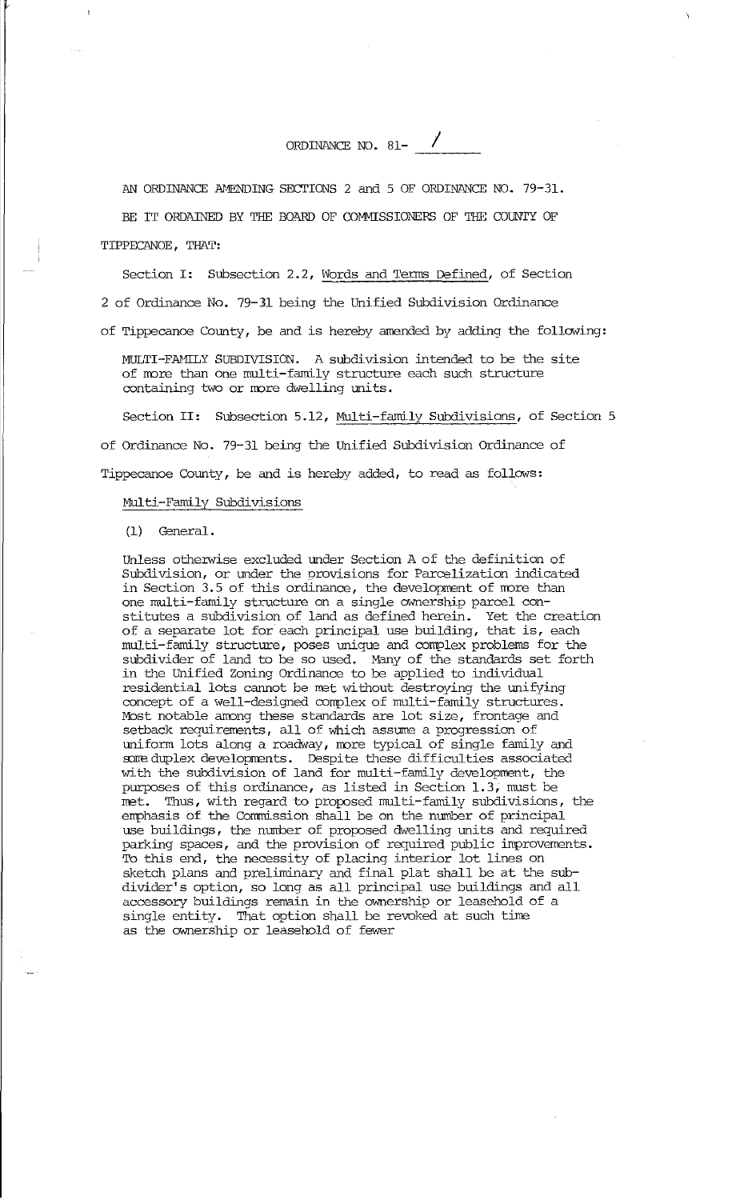# ORDINANCE NO. 81- /

AN ORDINANCE AMENDING SECTIONS 2 and 5 OF ORDINANCE NO. 79-31.

BE IT ORDAINED BY THE BOARD OF COMMISSIONERS OF THE COUNTY OF TIPPECANOE, THAT:

Section I: Subsection 2.2, Words and Terms Defined, of Section 2 of Ordinance No. 79-31 being the Unified Subdivision Ordinance of Tippecanoe County, be and is hereby amended by adding the following:

MULTI-FAMILY SUBDIVISION. A subdivision intended to be the site of more than one multi-family structure each such structure containing two or more dwelling units.

Section II: Subsection 5.12, Multi-family Subdivisions, of Section 5 of Ordinance No. 79-31 being the Unified Subdivision Ordinance of Tippecanoe County, be and is hereby added, to read as follows:

Multi-Family Subdivisions

(1) General.

Unless otherwise excluded under Section A of the definition of Subdivision, or under the provisions for Parcelization indicated in Section 3.5 of this ordinance, the development of more than one multi-family structure on a single ownership parcel constitutes a subdivision of land as defined herein. Yet the creation of a separate lot for each principal use building, that is, each multi-family structure, poses unique and complex problems for the subdivider of land to be so used. Many of the standards set forth in the Unified Zoning Ordinance to be applied to individual residential lots cannot be met without destroying the unifying concept of a well-designed complex of multi-family structures. Most notable among these standards are lot size, frontage and setback requirements, all of which assume a progression of uniform lots along a roadway, more typical of single family and some duplex developments. Despite these difficulties associated with the subdivision of land for multi-family development, the purposes of this ordinance, as listed in Section 1.3, must be met. Thus, with regard to proposed multi-family subdivisions, the emphasis of the Commission shall be on the number of principal use buildings, the number of proposed dwelling units and required parking spaces, and the provision of required public improvements. To this end, the necessity of placing interior lot lines on sketch plans and preliminary and final plat shall be at the subdivider's option, so long as all principal use buildings and all accessory buildings remain in the ownership or leasehold of a single entity. That option shall be revoked at such time as the ownership or leasehold of fewer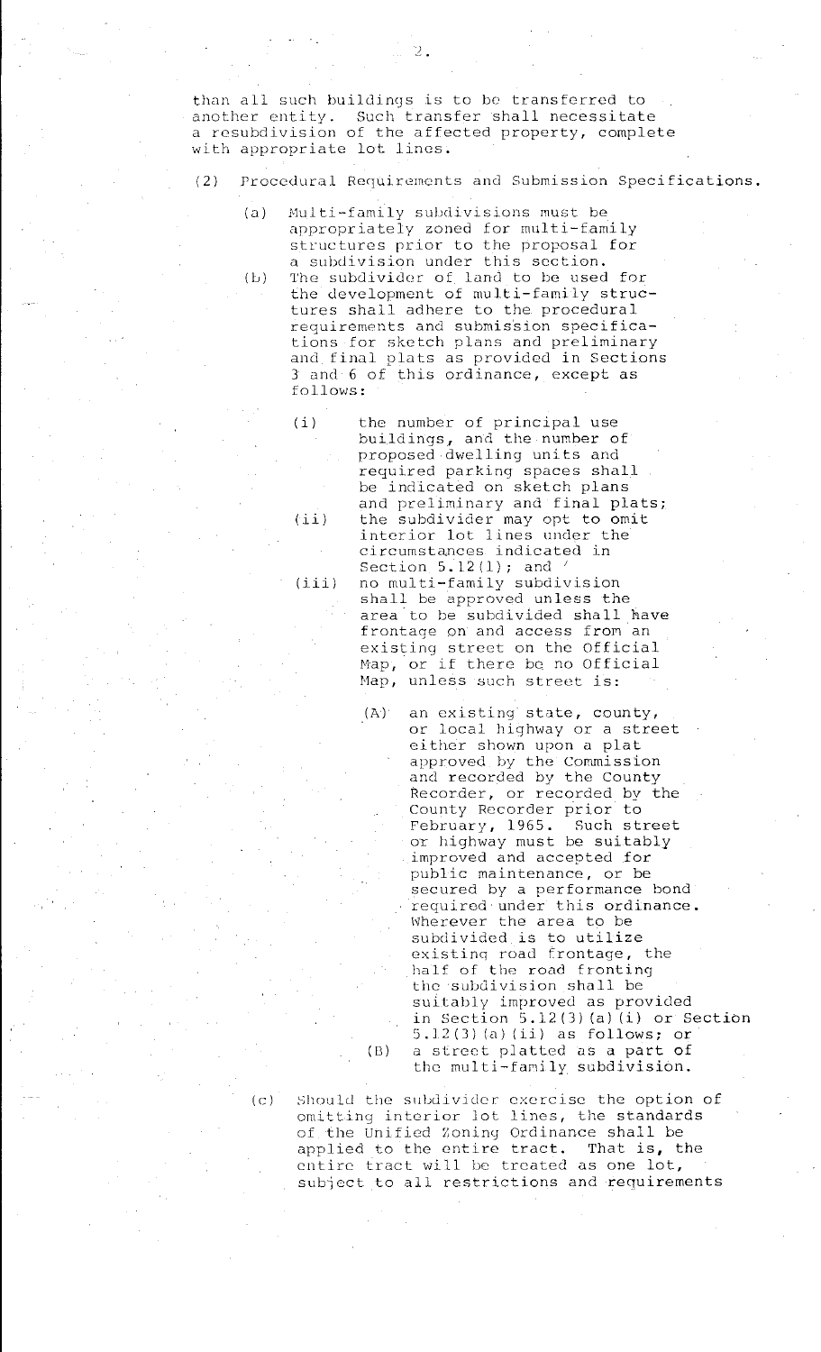than all such buildings is to be transferred to another entity. Such transfer shall necessitate a resubdivision of the affected property, complete with appropriate lot lines.

(2) Procedural Requirements and Submission Specifications.

   (a) Multi-family subdivisions must be appropriately zoned for multi-family structures prior to the proposal for a subdivision under this section.

   (b) The subdivider of land to be used for the development of multi-family structures shall adhere to the procedural requirements and submission specifications for sketch plans and preliminary and final plats as provided in Sections 3 and 6 of this ordinance, except as follows:

      (i) the number of principal use buildings, and the number of proposed dwelling units and required parking spaces shall be indicated on sketch plans and preliminary and final plats;

      (ii) the subdivider may opt to omit interior lot lines under the circumstances indicated in Section 5.12(1); and

      (iii) no multi-family subdivision shall be approved unless the area to be subdivided shall have frontage on and access from an existing street on the Official Map, or if there be no Official Map, unless such street is:

         (A) an existing state, county, or local highway or a street either shown upon a plat approved by the Commission and recorded by the County Recorder, or recorded by the County Recorder prior to February, 1965. Such street or highway must be suitably improved and accepted for public maintenance, or be secured by a performance bond required under this ordinance. Wherever the area to be subdivided is to utilize existing road frontage, the half of the road fronting the subdivision shall be suitably improved as provided in Section 5.12(3)(a)(i) or Section 5.12(3)(a)(ii) as follows; or

         (B) a street platted as a part of the multi-family subdivision.

   (c) Should the subdivider exercise the option of omitting interior lot lines, the standards of the Unified Zoning Ordinance shall be applied to the entire tract. That is, the entire tract will be treated as one lot, subject to all restrictions and requirements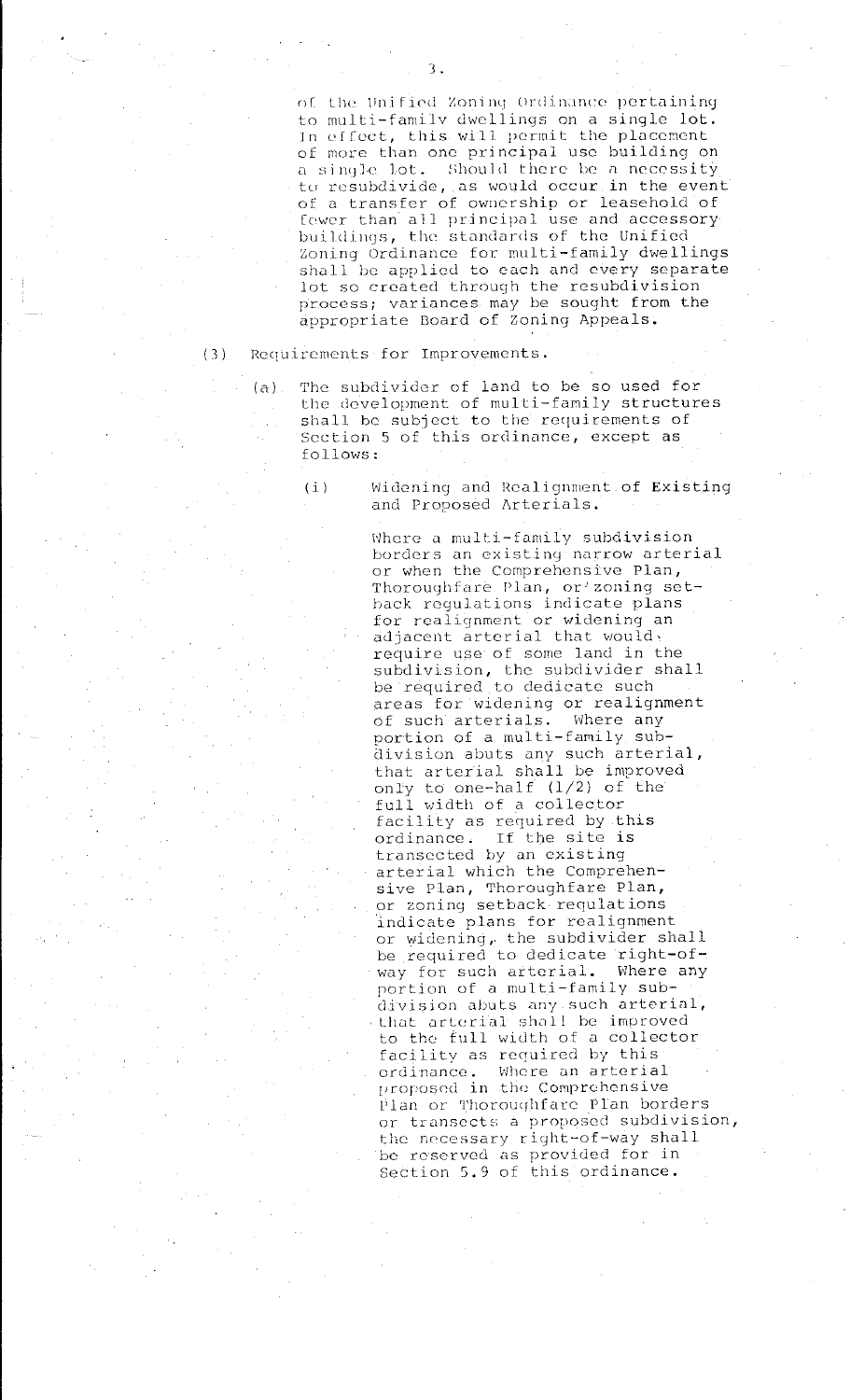of the Unified Zoning Ordinance pertaining to multi-family dwellings on a single lot. In effect, this will permit the placement of more than one principal use building on a single lot. Should there be a necessity to resubdivide, as would occur in the event of a transfer of ownership or leasehold of fewer than all principal use and accessory buildings, the standards of the Unified Zoning Ordinance for multi-family dwellings shall be applied to each and every separate lot so created through the resubdivision process; variances may be sought from the appropriate Board of Zoning Appeals.

(3) Requirements for Improvements.

(a) The subdivider of land to be so used for the development of multi-family structures shall be subject to the requirements of Section 5 of this ordinance, except as follows:

(i) Widening and Realignment of Existing and Proposed Arterials.

Where a multi-family subdivision borders an existing narrow arterial or when the Comprehensive Plan, Thoroughfare Plan, or zoning setback regulations indicate plans for realignment or widening an adjacent arterial that would require use of some land in the subdivision, the subdivider shall be required to dedicate such areas for widening or realignment of such arterials. Where any portion of a multi-family subdivision abuts any such arterial, that arterial shall be improved only to one-half (1/2) of the full width of a collector facility as required by this ordinance. If the site is transected by an existing arterial which the Comprehensive Plan, Thoroughfare Plan, or zoning setback regulations indicate plans for realignment or widening, the subdivider shall be required to dedicate right-of-way for such arterial. Where any portion of a multi-family subdivision abuts any such arterial, that arterial shall be improved to the full width of a collector facility as required by this ordinance. Where an arterial proposed in the Comprehensive Plan or Thoroughfare Plan borders or transects a proposed subdivision, the necessary right-of-way shall be reserved as provided for in Section 5.9 of this ordinance.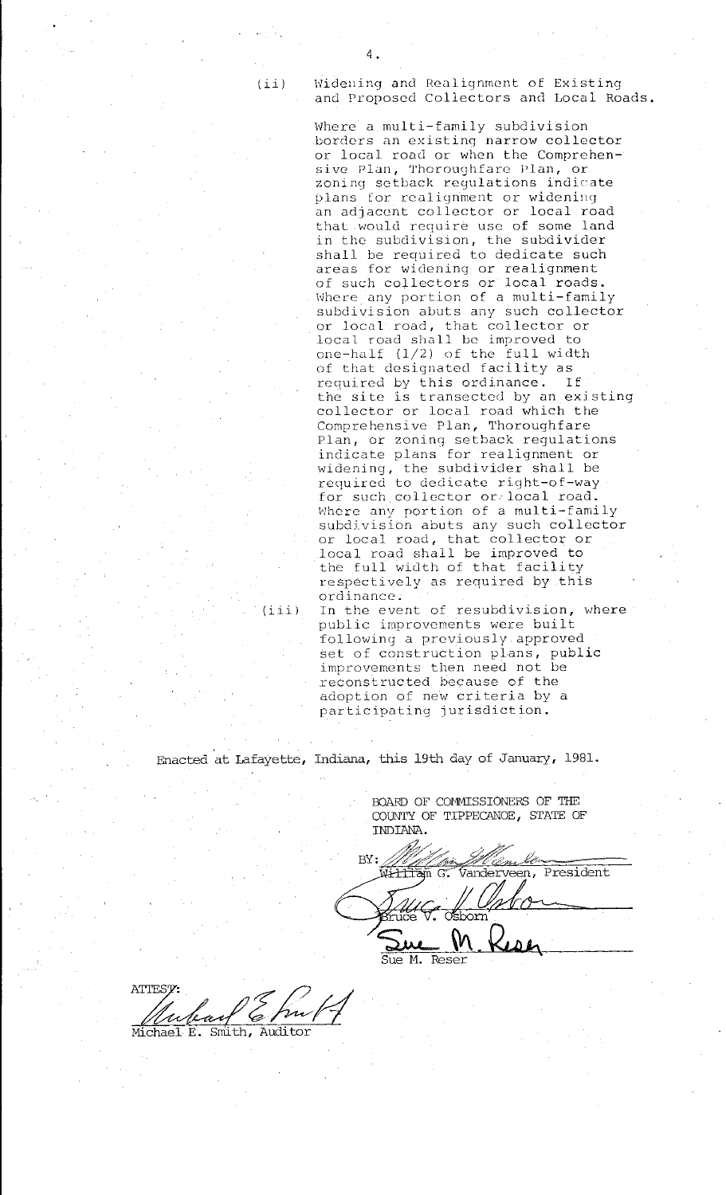(ii) Widening and Realignment of Existing and Proposed Collectors and Local Roads.

Where a multi-family subdivision borders an existing narrow collector or local road or when the Comprehensive Plan, Thoroughfare Plan, or zoning setback regulations indicate plans for realignment or widening an adjacent collector or local road that would require use of some land in the subdivision, the subdivider shall be required to dedicate such areas for widening or realignment of such collectors or local roads. Where any portion of a multi-family subdivision abuts any such collector or local road, that collector or local road shall be improved to one-half (1/2) of the full width of that designated facility as required by this ordinance. If the site is transected by an existing collector or local road which the Comprehensive Plan, Thoroughfare Plan, or zoning setback regulations indicate plans for realignment or widening, the subdivider shall be required to dedicate right-of-way for such collector or local road. Where any portion of a multi-family subdivision abuts any such collector or local road, that collector or local road shall be improved to the full width of that facility respectively as required by this ordinance.

(iii) In the event of resubdivision, where public improvements were built following a previously approved set of construction plans, public improvements then need not be reconstructed because of the adoption of new criteria by a participating jurisdiction.

Enacted at Lafayette, Indiana, this 19th day of January, 1981.

BOARD OF COMMISSIONERS OF THE COUNTY OF TIPPECANOE, STATE OF INDIANA.

BY: _______________________
William G. Vanderveen, President

_______________________
Bruce V. Osborn

_______________________
Sue M. Reser

ATTEST:

_______________________
Michael E. Smith, Auditor